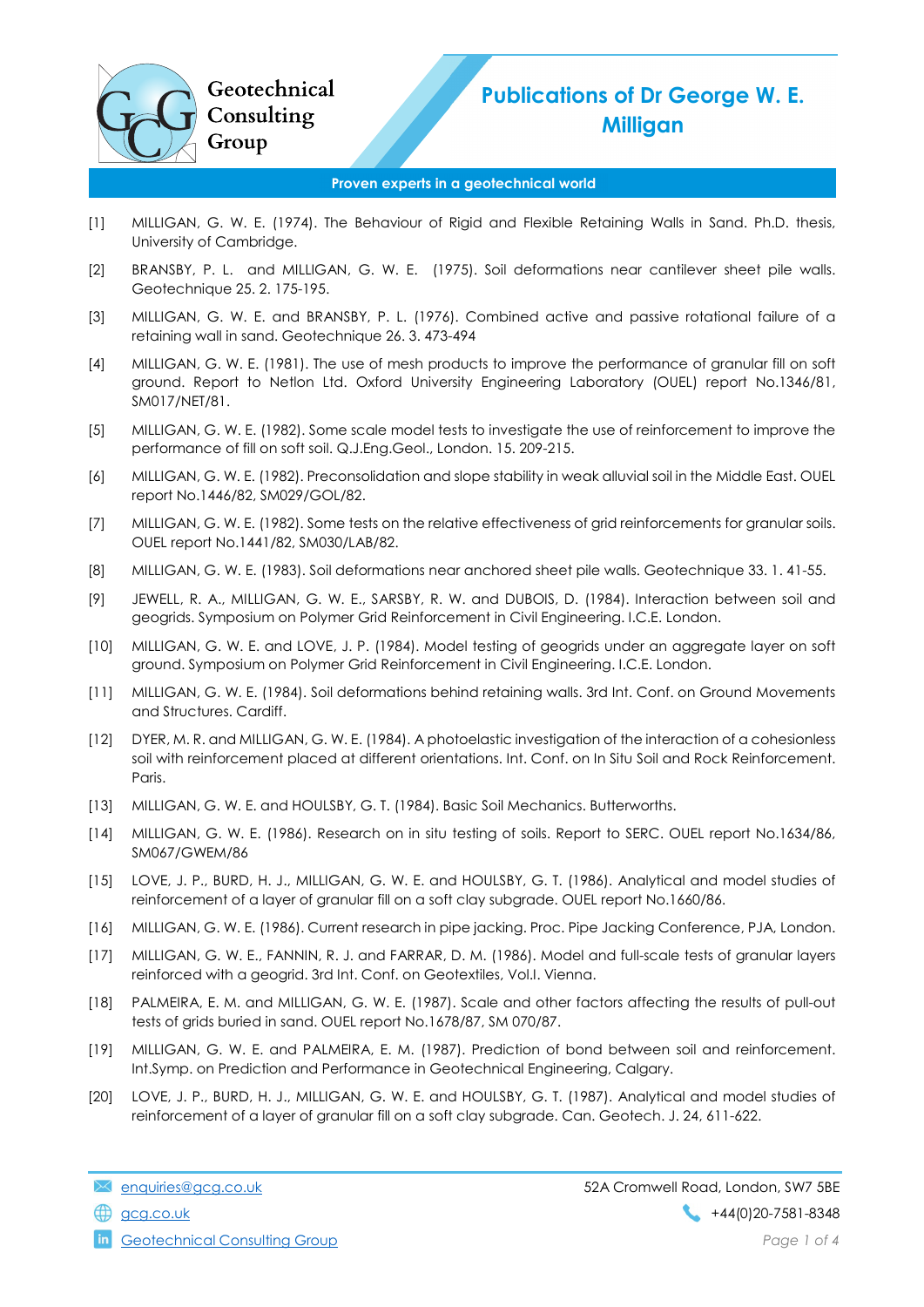Geotechnical Consulting Group

# Publications of Dr George W. E. Milligan

**Proven experts in a geotechnical world**

[1] MILLIGAN, G. W. E. (1974). The Behaviour of Rigid and Flexible Retaining Walls in Sand. Ph.D. thesis, University of Cambridge.

[2] BRANSBY, P. L. and MILLIGAN, G. W. E. (1975). Soil deformations near cantilever sheet pile walls. Geotechnique 25. 2. 175-195.

[3] MILLIGAN, G. W. E. and BRANSBY, P. L. (1976). Combined active and passive rotational failure of a retaining wall in sand. Geotechnique 26. 3. 473-494

[4] MILLIGAN, G. W. E. (1981). The use of mesh products to improve the performance of granular fill on soft ground. Report to Netlon Ltd. Oxford University Engineering Laboratory (OUEL) report No.1346/81, SM017/NET/81.

[5] MILLIGAN, G. W. E. (1982). Some scale model tests to investigate the use of reinforcement to improve the performance of fill on soft soil. Q.J.Eng.Geol., London. 15. 209-215.

[6] MILLIGAN, G. W. E. (1982). Preconsolidation and slope stability in weak alluvial soil in the Middle East. OUEL report No.1446/82, SM029/GOL/82.

[7] MILLIGAN, G. W. E. (1982). Some tests on the relative effectiveness of grid reinforcements for granular soils. OUEL report No.1441/82, SM030/LAB/82.

[8] MILLIGAN, G. W. E. (1983). Soil deformations near anchored sheet pile walls. Geotechnique 33. 1. 41-55.

[9] JEWELL, R. A., MILLIGAN, G. W. E., SARSBY, R. W. and DUBOIS, D. (1984). Interaction between soil and geogrids. Symposium on Polymer Grid Reinforcement in Civil Engineering. I.C.E. London.

[10] MILLIGAN, G. W. E. and LOVE, J. P. (1984). Model testing of geogrids under an aggregate layer on soft ground. Symposium on Polymer Grid Reinforcement in Civil Engineering. I.C.E. London.

[11] MILLIGAN, G. W. E. (1984). Soil deformations behind retaining walls. 3rd Int. Conf. on Ground Movements and Structures. Cardiff.

[12] DYER, M. R. and MILLIGAN, G. W. E. (1984). A photoelastic investigation of the interaction of a cohesionless soil with reinforcement placed at different orientations. Int. Conf. on In Situ Soil and Rock Reinforcement. Paris.

[13] MILLIGAN, G. W. E. and HOULSBY, G. T. (1984). Basic Soil Mechanics. Butterworths.

[14] MILLIGAN, G. W. E. (1986). Research on in situ testing of soils. Report to SERC. OUEL report No.1634/86, SM067/GWEM/86

[15] LOVE, J. P., BURD, H. J., MILLIGAN, G. W. E. and HOULSBY, G. T. (1986). Analytical and model studies of reinforcement of a layer of granular fill on a soft clay subgrade. OUEL report No.1660/86.

[16] MILLIGAN, G. W. E. (1986). Current research in pipe jacking. Proc. Pipe Jacking Conference, PJA, London.

[17] MILLIGAN, G. W. E., FANNIN, R. J. and FARRAR, D. M. (1986). Model and full-scale tests of granular layers reinforced with a geogrid. 3rd Int. Conf. on Geotextiles, Vol.I. Vienna.

[18] PALMEIRA, E. M. and MILLIGAN, G. W. E. (1987). Scale and other factors affecting the results of pull-out tests of grids buried in sand. OUEL report No.1678/87, SM 070/87.

[19] MILLIGAN, G. W. E. and PALMEIRA, E. M. (1987). Prediction of bond between soil and reinforcement. Int.Symp. on Prediction and Performance in Geotechnical Engineering, Calgary.

[20] LOVE, J. P., BURD, H. J., MILLIGAN, G. W. E. and HOULSBY, G. T. (1987). Analytical and model studies of reinforcement of a layer of granular fill on a soft clay subgrade. Can. Geotech. J. 24, 611-622.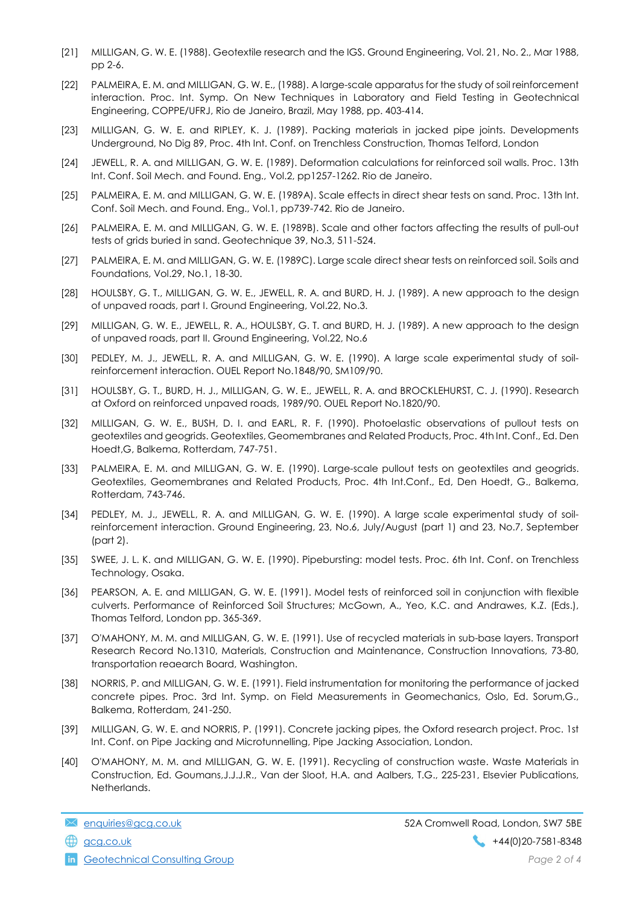[21] MILLIGAN, G. W. E. (1988). Geotextile research and the IGS. Ground Engineering, Vol. 21, No. 2., Mar 1988, pp 2-6.

[22] PALMEIRA, E. M. and MILLIGAN, G. W. E., (1988). A large-scale apparatus for the study of soil reinforcement interaction. Proc. Int. Symp. On New Techniques in Laboratory and Field Testing in Geotechnical Engineering, COPPE/UFRJ, Rio de Janeiro, Brazil, May 1988, pp. 403-414.

[23] MILLIGAN, G. W. E. and RIPLEY, K. J. (1989). Packing materials in jacked pipe joints. Developments Underground, No Dig 89, Proc. 4th Int. Conf. on Trenchless Construction, Thomas Telford, London

[24] JEWELL, R. A. and MILLIGAN, G. W. E. (1989). Deformation calculations for reinforced soil walls. Proc. 13th Int. Conf. Soil Mech. and Found. Eng., Vol.2, pp1257-1262. Rio de Janeiro.

[25] PALMEIRA, E. M. and MILLIGAN, G. W. E. (1989A). Scale effects in direct shear tests on sand. Proc. 13th Int. Conf. Soil Mech. and Found. Eng., Vol.1, pp739-742. Rio de Janeiro.

[26] PALMEIRA, E. M. and MILLIGAN, G. W. E. (1989B). Scale and other factors affecting the results of pull-out tests of grids buried in sand. Geotechnique 39, No.3, 511-524.

[27] PALMEIRA, E. M. and MILLIGAN, G. W. E. (1989C). Large scale direct shear tests on reinforced soil. Soils and Foundations, Vol.29, No.1, 18-30.

[28] HOULSBY, G. T., MILLIGAN, G. W. E., JEWELL, R. A. and BURD, H. J. (1989). A new approach to the design of unpaved roads, part I. Ground Engineering, Vol.22, No.3.

[29] MILLIGAN, G. W. E., JEWELL, R. A., HOULSBY, G. T. and BURD, H. J. (1989). A new approach to the design of unpaved roads, part II. Ground Engineering, Vol.22, No.6

[30] PEDLEY, M. J., JEWELL, R. A. and MILLIGAN, G. W. E. (1990). A large scale experimental study of soil-reinforcement interaction. OUEL Report No.1848/90, SM109/90.

[31] HOULSBY, G. T., BURD, H. J., MILLIGAN, G. W. E., JEWELL, R. A. and BROCKLEHURST, C. J. (1990). Research at Oxford on reinforced unpaved roads, 1989/90. OUEL Report No.1820/90.

[32] MILLIGAN, G. W. E., BUSH, D. I. and EARL, R. F. (1990). Photoelastic observations of pullout tests on geotextiles and geogrids. Geotextiles, Geomembranes and Related Products, Proc. 4th Int. Conf., Ed. Den Hoedt,G, Balkema, Rotterdam, 747-751.

[33] PALMEIRA, E. M. and MILLIGAN, G. W. E. (1990). Large-scale pullout tests on geotextiles and geogrids. Geotextiles, Geomembranes and Related Products, Proc. 4th Int.Conf., Ed, Den Hoedt, G., Balkema, Rotterdam, 743-746.

[34] PEDLEY, M. J., JEWELL, R. A. and MILLIGAN, G. W. E. (1990). A large scale experimental study of soil-reinforcement interaction. Ground Engineering, 23, No.6, July/August (part 1) and 23, No.7, September (part 2).

[35] SWEE, J. L. K. and MILLIGAN, G. W. E. (1990). Pipebursting: model tests. Proc. 6th Int. Conf. on Trenchless Technology, Osaka.

[36] PEARSON, A. E. and MILLIGAN, G. W. E. (1991). Model tests of reinforced soil in conjunction with flexible culverts. Performance of Reinforced Soil Structures; McGown, A., Yeo, K.C. and Andrawes, K.Z. (Eds.), Thomas Telford, London pp. 365-369.

[37] O'MAHONY, M. M. and MILLIGAN, G. W. E. (1991). Use of recycled materials in sub-base layers. Transport Research Record No.1310, Materials, Construction and Maintenance, Construction Innovations, 73-80, transportation reaearch Board, Washington.

[38] NORRIS, P. and MILLIGAN, G. W. E. (1991). Field instrumentation for monitoring the performance of jacked concrete pipes. Proc. 3rd Int. Symp. on Field Measurements in Geomechanics, Oslo, Ed. Sorum,G., Balkema, Rotterdam, 241-250.

[39] MILLIGAN, G. W. E. and NORRIS, P. (1991). Concrete jacking pipes, the Oxford research project. Proc. 1st Int. Conf. on Pipe Jacking and Microtunnelling, Pipe Jacking Association, London.

[40] O'MAHONY, M. M. and MILLIGAN, G. W. E. (1991). Recycling of construction waste. Waste Materials in Construction, Ed. Goumans,J.J.J.R., Van der Sloot, H.A. and Aalbers, T.G., 225-231, Elsevier Publications, Netherlands.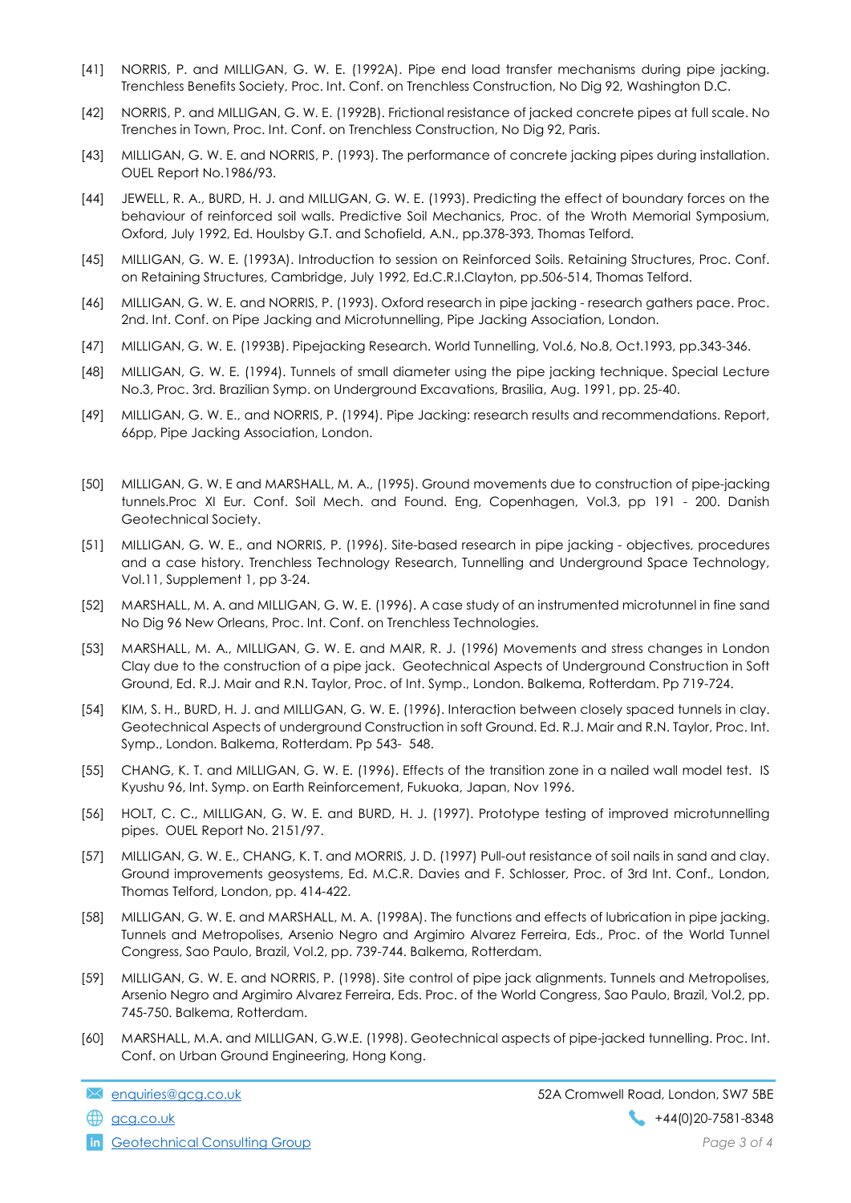[41] NORRIS, P. and MILLIGAN, G. W. E. (1992A). Pipe end load transfer mechanisms during pipe jacking. Trenchless Benefits Society, Proc. Int. Conf. on Trenchless Construction, No Dig 92, Washington D.C.

[42] NORRIS, P. and MILLIGAN, G. W. E. (1992B). Frictional resistance of jacked concrete pipes at full scale. No Trenches in Town, Proc. Int. Conf. on Trenchless Construction, No Dig 92, Paris.

[43] MILLIGAN, G. W. E. and NORRIS, P. (1993). The performance of concrete jacking pipes during installation. OUEL Report No.1986/93.

[44] JEWELL, R. A., BURD, H. J. and MILLIGAN, G. W. E. (1993). Predicting the effect of boundary forces on the behaviour of reinforced soil walls. Predictive Soil Mechanics, Proc. of the Wroth Memorial Symposium, Oxford, July 1992, Ed. Houlsby G.T. and Schofield, A.N., pp.378-393, Thomas Telford.

[45] MILLIGAN, G. W. E. (1993A). Introduction to session on Reinforced Soils. Retaining Structures, Proc. Conf. on Retaining Structures, Cambridge, July 1992, Ed.C.R.I.Clayton, pp.506-514, Thomas Telford.

[46] MILLIGAN, G. W. E. and NORRIS, P. (1993). Oxford research in pipe jacking - research gathers pace. Proc. 2nd. Int. Conf. on Pipe Jacking and Microtunnelling, Pipe Jacking Association, London.

[47] MILLIGAN, G. W. E. (1993B). Pipejacking Research. World Tunnelling, Vol.6, No.8, Oct.1993, pp.343-346.

[48] MILLIGAN, G. W. E. (1994). Tunnels of small diameter using the pipe jacking technique. Special Lecture No.3, Proc. 3rd. Brazilian Symp. on Underground Excavations, Brasilia, Aug. 1991, pp. 25-40.

[49] MILLIGAN, G. W. E., and NORRIS, P. (1994). Pipe Jacking: research results and recommendations. Report, 66pp, Pipe Jacking Association, London.

[50] MILLIGAN, G. W. E and MARSHALL, M. A., (1995). Ground movements due to construction of pipe-jacking tunnels.Proc XI Eur. Conf. Soil Mech. and Found. Eng, Copenhagen, Vol.3, pp 191 - 200. Danish Geotechnical Society.

[51] MILLIGAN, G. W. E., and NORRIS, P. (1996). Site-based research in pipe jacking - objectives, procedures and a case history. Trenchless Technology Research, Tunnelling and Underground Space Technology, Vol.11, Supplement 1, pp 3-24.

[52] MARSHALL, M. A. and MILLIGAN, G. W. E. (1996). A case study of an instrumented microtunnel in fine sand No Dig 96 New Orleans, Proc. Int. Conf. on Trenchless Technologies.

[53] MARSHALL, M. A., MILLIGAN, G. W. E. and MAIR, R. J. (1996) Movements and stress changes in London Clay due to the construction of a pipe jack. Geotechnical Aspects of Underground Construction in Soft Ground, Ed. R.J. Mair and R.N. Taylor, Proc. of Int. Symp., London. Balkema, Rotterdam. Pp 719-724.

[54] KIM, S. H., BURD, H. J. and MILLIGAN, G. W. E. (1996). Interaction between closely spaced tunnels in clay. Geotechnical Aspects of underground Construction in soft Ground. Ed. R.J. Mair and R.N. Taylor, Proc. Int. Symp., London. Balkema, Rotterdam. Pp 543- 548.

[55] CHANG, K. T. and MILLIGAN, G. W. E. (1996). Effects of the transition zone in a nailed wall model test. IS Kyushu 96, Int. Symp. on Earth Reinforcement, Fukuoka, Japan, Nov 1996.

[56] HOLT, C. C., MILLIGAN, G. W. E. and BURD, H. J. (1997). Prototype testing of improved microtunnelling pipes. OUEL Report No. 2151/97.

[57] MILLIGAN, G. W. E., CHANG, K. T. and MORRIS, J. D. (1997) Pull-out resistance of soil nails in sand and clay. Ground improvements geosystems, Ed. M.C.R. Davies and F. Schlosser, Proc. of 3rd Int. Conf., London, Thomas Telford, London, pp. 414-422.

[58] MILLIGAN, G. W. E. and MARSHALL, M. A. (1998A). The functions and effects of lubrication in pipe jacking. Tunnels and Metropolises, Arsenio Negro and Argimiro Alvarez Ferreira, Eds., Proc. of the World Tunnel Congress, Sao Paulo, Brazil, Vol.2, pp. 739-744. Balkema, Rotterdam.

[59] MILLIGAN, G. W. E. and NORRIS, P. (1998). Site control of pipe jack alignments. Tunnels and Metropolises, Arsenio Negro and Argimiro Alvarez Ferreira, Eds. Proc. of the World Congress, Sao Paulo, Brazil, Vol.2, pp. 745-750. Balkema, Rotterdam.

[60] MARSHALL, M.A. and MILLIGAN, G.W.E. (1998). Geotechnical aspects of pipe-jacked tunnelling. Proc. Int. Conf. on Urban Ground Engineering, Hong Kong.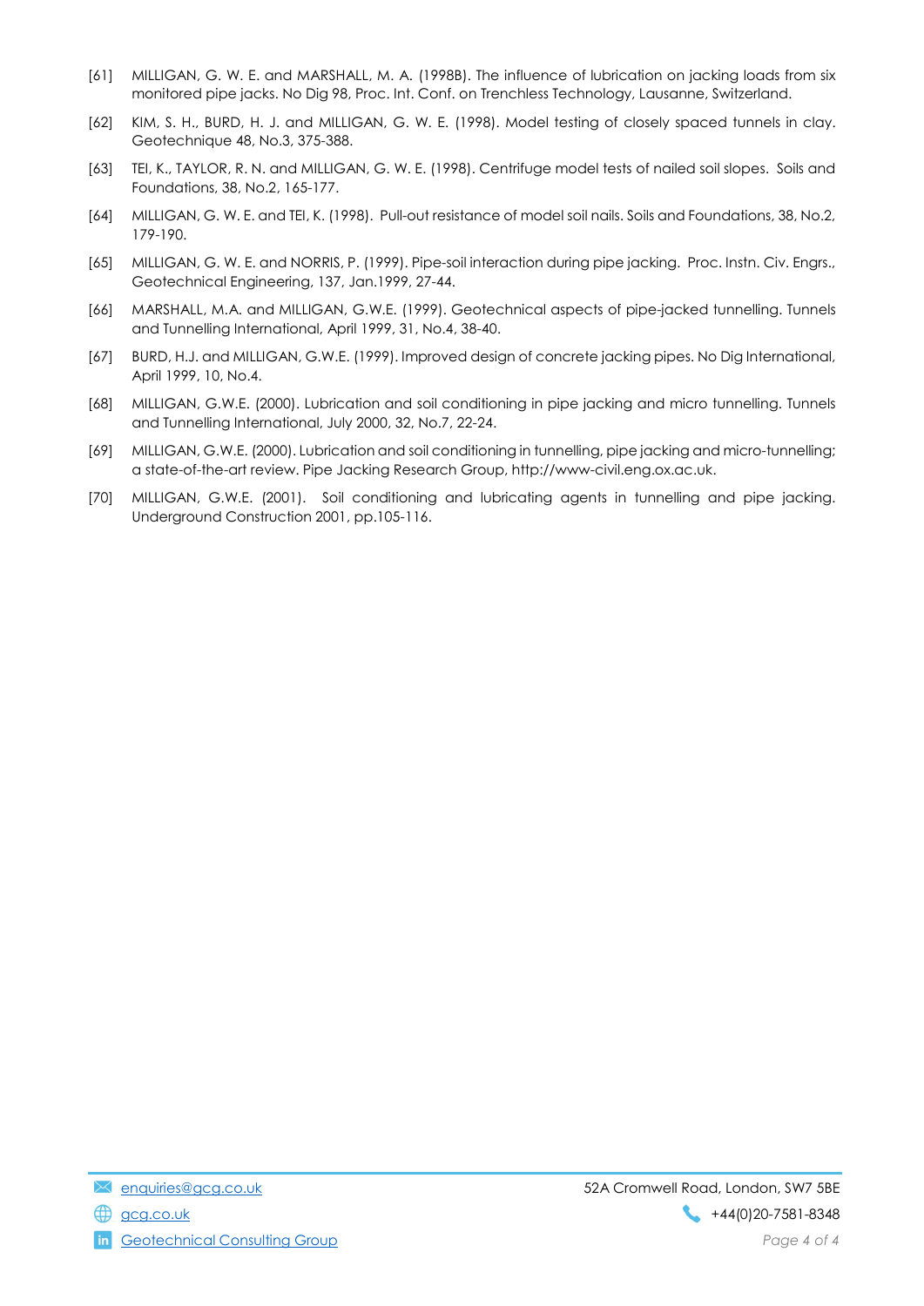[61] MILLIGAN, G. W. E. and MARSHALL, M. A. (1998B). The influence of lubrication on jacking loads from six monitored pipe jacks. No Dig 98, Proc. Int. Conf. on Trenchless Technology, Lausanne, Switzerland.

[62] KIM, S. H., BURD, H. J. and MILLIGAN, G. W. E. (1998). Model testing of closely spaced tunnels in clay. Geotechnique 48, No.3, 375-388.

[63] TEI, K., TAYLOR, R. N. and MILLIGAN, G. W. E. (1998). Centrifuge model tests of nailed soil slopes. Soils and Foundations, 38, No.2, 165-177.

[64] MILLIGAN, G. W. E. and TEI, K. (1998). Pull-out resistance of model soil nails. Soils and Foundations, 38, No.2, 179-190.

[65] MILLIGAN, G. W. E. and NORRIS, P. (1999). Pipe-soil interaction during pipe jacking. Proc. Instn. Civ. Engrs., Geotechnical Engineering, 137, Jan.1999, 27-44.

[66] MARSHALL, M.A. and MILLIGAN, G.W.E. (1999). Geotechnical aspects of pipe-jacked tunnelling. Tunnels and Tunnelling International, April 1999, 31, No.4, 38-40.

[67] BURD, H.J. and MILLIGAN, G.W.E. (1999). Improved design of concrete jacking pipes. No Dig International, April 1999, 10, No.4.

[68] MILLIGAN, G.W.E. (2000). Lubrication and soil conditioning in pipe jacking and micro tunnelling. Tunnels and Tunnelling International, July 2000, 32, No.7, 22-24.

[69] MILLIGAN, G.W.E. (2000). Lubrication and soil conditioning in tunnelling, pipe jacking and micro-tunnelling; a state-of-the-art review. Pipe Jacking Research Group, http://www-civil.eng.ox.ac.uk.

[70] MILLIGAN, G.W.E. (2001). Soil conditioning and lubricating agents in tunnelling and pipe jacking. Underground Construction 2001, pp.105-116.